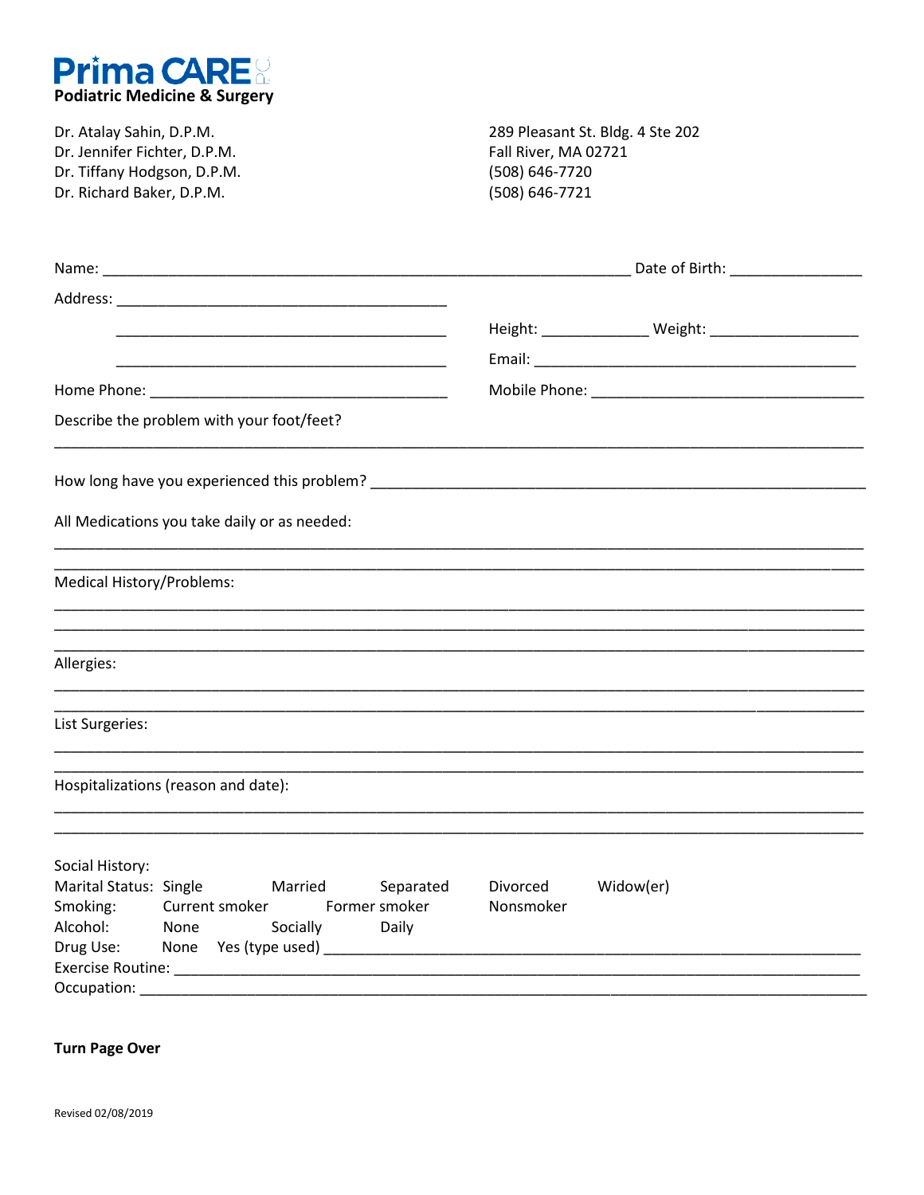# Prima CARE

**Podiatric Medicine & Surgery**

Dr. Atalay Sahin, D.P.M.
Dr. Jennifer Fichter, D.P.M.
Dr. Tiffany Hodgson, D.P.M.
Dr. Richard Baker, D.P.M.

289 Pleasant St. Bldg. 4 Ste 202
Fall River, MA 02721
(508) 646-7720
(508) 646-7721

Name: ________________________________________________ Date of Birth: ______________

Address: ______________________________________

______________________________________ Height: ____________ Weight: ________________

______________________________________ Email: ____________________________________

Home Phone: __________________________________ Mobile Phone: ______________________________

Describe the problem with your foot/feet?

_______________________________________________________________________________

How long have you experienced this problem? ____________________________________________

All Medications you take daily or as needed:

_______________________________________________________________________________

_______________________________________________________________________________

Medical History/Problems:

_______________________________________________________________________________

_______________________________________________________________________________

_______________________________________________________________________________

Allergies:

_______________________________________________________________________________

_______________________________________________________________________________

List Surgeries:

_______________________________________________________________________________

_______________________________________________________________________________

Hospitalizations (reason and date):

_______________________________________________________________________________

_______________________________________________________________________________

Social History:

Marital Status: Single Married Separated Divorced Widow(er)

Smoking: Current smoker Former smoker Nonsmoker

Alcohol: None Socially Daily

Drug Use: None Yes (type used) ______________________________________________________

Exercise Routine: ______________________________________________________________

Occupation: ___________________________________________________________________

**Turn Page Over**

Revised 02/08/2019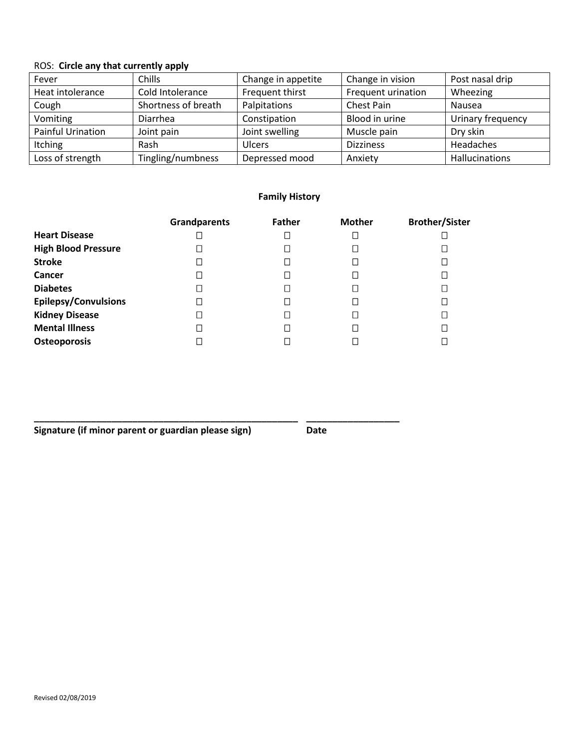ROS: **Circle any that currently apply**

| | | | | |
|---|---|---|---|---|
| Fever | Chills | Change in appetite | Change in vision | Post nasal drip |
| Heat intolerance | Cold Intolerance | Frequent thirst | Frequent urination | Wheezing |
| Cough | Shortness of breath | Palpitations | Chest Pain | Nausea |
| Vomiting | Diarrhea | Constipation | Blood in urine | Urinary frequency |
| Painful Urination | Joint pain | Joint swelling | Muscle pain | Dry skin |
| Itching | Rash | Ulcers | Dizziness | Headaches |
| Loss of strength | Tingling/numbness | Depressed mood | Anxiety | Hallucinations |

## Family History

| | Grandparents | Father | Mother | Brother/Sister |
|---|---|---|---|---|
| **Heart Disease** | ☐ | ☐ | ☐ | ☐ |
| **High Blood Pressure** | ☐ | ☐ | ☐ | ☐ |
| **Stroke** | ☐ | ☐ | ☐ | ☐ |
| **Cancer** | ☐ | ☐ | ☐ | ☐ |
| **Diabetes** | ☐ | ☐ | ☐ | ☐ |
| **Epilepsy/Convulsions** | ☐ | ☐ | ☐ | ☐ |
| **Kidney Disease** | ☐ | ☐ | ☐ | ☐ |
| **Mental Illness** | ☐ | ☐ | ☐ | ☐ |
| **Osteoporosis** | ☐ | ☐ | ☐ | ☐ |

_____________________________________________________ __________________

**Signature (if minor parent or guardian please sign)** **Date**

Revised 02/08/2019